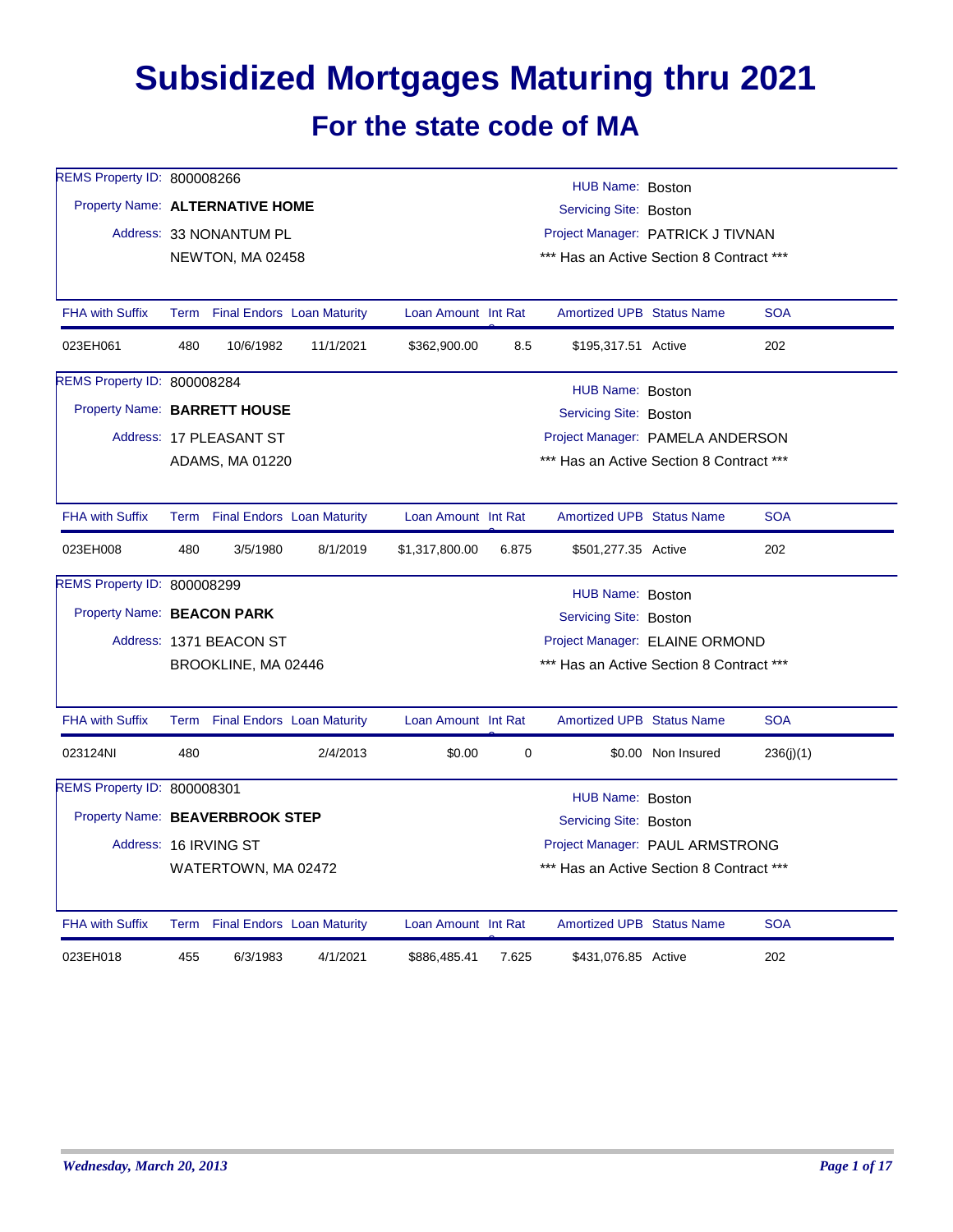# Subsidized Mortgages Maturing thru 2021

## For the state code of MA

REMS Property ID: 800008266
Property Name: **ALTERNATIVE HOME**
Address: 33 NONANTUM PL
NEWTON, MA 02458

HUB Name: Boston
Servicing Site: Boston
Project Manager: PATRICK J TIVNAN
\*\*\* Has an Active Section 8 Contract \*\*\*

| FHA with Suffix | Term | Final Endors | Loan Maturity | Loan Amount | Int Rate | Amortized UPB | Status Name | SOA |
|---|---|---|---|---|---|---|---|---|
| 023EH061 | 480 | 10/6/1982 | 11/1/2021 | $362,900.00 | 8.5 | $195,317.51 | Active | 202 |

REMS Property ID: 800008284
Property Name: **BARRETT HOUSE**
Address: 17 PLEASANT ST
ADAMS, MA 01220

HUB Name: Boston
Servicing Site: Boston
Project Manager: PAMELA ANDERSON
\*\*\* Has an Active Section 8 Contract \*\*\*

| FHA with Suffix | Term | Final Endors | Loan Maturity | Loan Amount | Int Rate | Amortized UPB | Status Name | SOA |
|---|---|---|---|---|---|---|---|---|
| 023EH008 | 480 | 3/5/1980 | 8/1/2019 | $1,317,800.00 | 6.875 | $501,277.35 | Active | 202 |

REMS Property ID: 800008299
Property Name: **BEACON PARK**
Address: 1371 BEACON ST
BROOKLINE, MA 02446

HUB Name: Boston
Servicing Site: Boston
Project Manager: ELAINE ORMOND
\*\*\* Has an Active Section 8 Contract \*\*\*

| FHA with Suffix | Term | Final Endors | Loan Maturity | Loan Amount | Int Rate | Amortized UPB | Status Name | SOA |
|---|---|---|---|---|---|---|---|---|
| 023124NI | 480 | | 2/4/2013 | $0.00 | 0 | $0.00 | Non Insured | 236(j)(1) |

REMS Property ID: 800008301
Property Name: **BEAVERBROOK STEP**
Address: 16 IRVING ST
WATERTOWN, MA 02472

HUB Name: Boston
Servicing Site: Boston
Project Manager: PAUL ARMSTRONG
\*\*\* Has an Active Section 8 Contract \*\*\*

| FHA with Suffix | Term | Final Endors | Loan Maturity | Loan Amount | Int Rate | Amortized UPB | Status Name | SOA |
|---|---|---|---|---|---|---|---|---|
| 023EH018 | 455 | 6/3/1983 | 4/1/2021 | $886,485.41 | 7.625 | $431,076.85 | Active | 202 |

*Wednesday, March 20, 2013*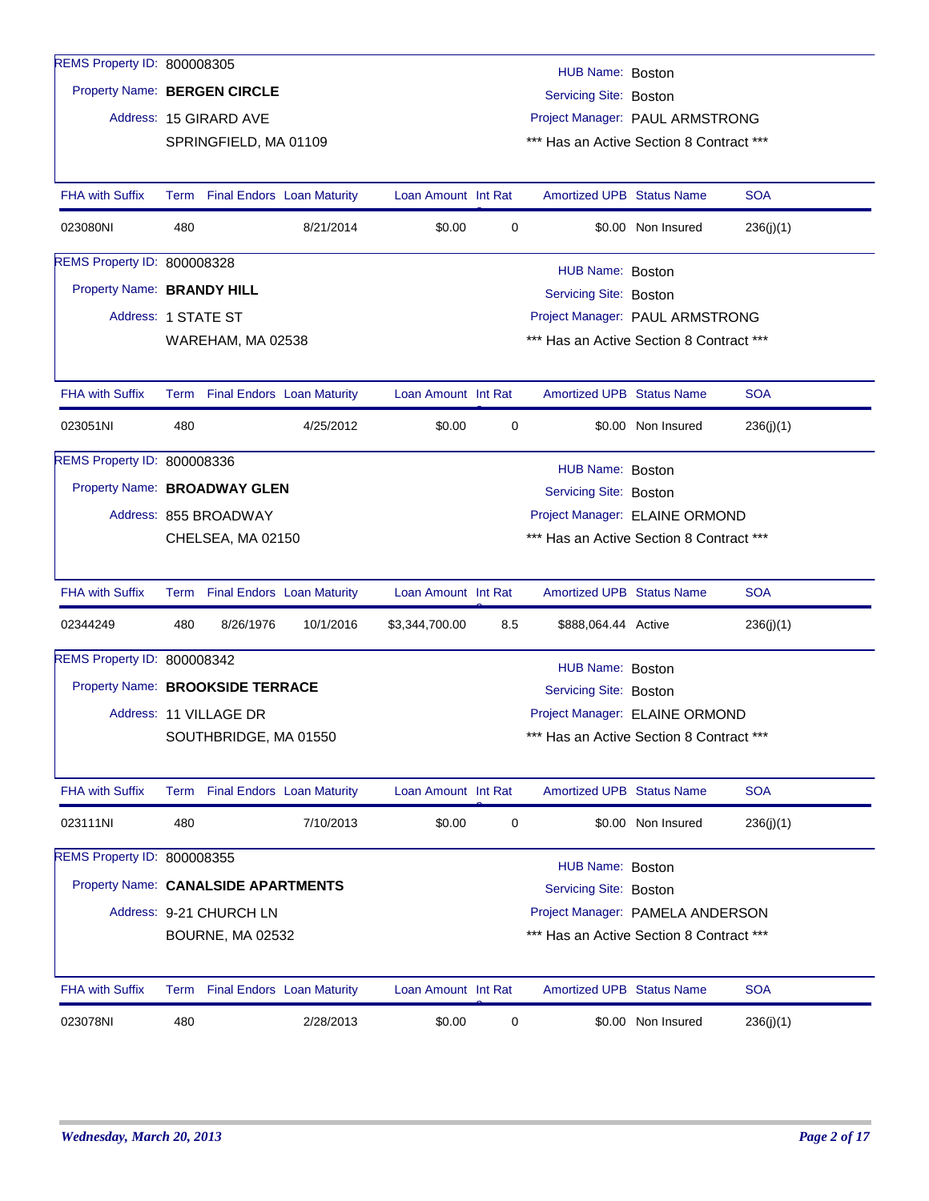REMS Property ID: 800008305

Property Name: **BERGEN CIRCLE**

Address: 15 GIRARD AVE
SPRINGFIELD, MA 01109

HUB Name: Boston
Servicing Site: Boston
Project Manager: PAUL ARMSTRONG
*** Has an Active Section 8 Contract ***

| FHA with Suffix | Term | Final Endors | Loan Maturity | Loan Amount | Int Rate | Amortized UPB | Status Name | SOA |
|---|---|---|---|---|---|---|---|---|
| 023080NI | 480 | | 8/21/2014 | $0.00 | 0 | $0.00 | Non Insured | 236(j)(1) |

REMS Property ID: 800008328

Property Name: **BRANDY HILL**

Address: 1 STATE ST
WAREHAM, MA 02538

HUB Name: Boston
Servicing Site: Boston
Project Manager: PAUL ARMSTRONG
*** Has an Active Section 8 Contract ***

| FHA with Suffix | Term | Final Endors | Loan Maturity | Loan Amount | Int Rate | Amortized UPB | Status Name | SOA |
|---|---|---|---|---|---|---|---|---|
| 023051NI | 480 | | 4/25/2012 | $0.00 | 0 | $0.00 | Non Insured | 236(j)(1) |

REMS Property ID: 800008336

Property Name: **BROADWAY GLEN**

Address: 855 BROADWAY
CHELSEA, MA 02150

HUB Name: Boston
Servicing Site: Boston
Project Manager: ELAINE ORMOND
*** Has an Active Section 8 Contract ***

| FHA with Suffix | Term | Final Endors | Loan Maturity | Loan Amount | Int Rate | Amortized UPB | Status Name | SOA |
|---|---|---|---|---|---|---|---|---|
| 02344249 | 480 | 8/26/1976 | 10/1/2016 | $3,344,700.00 | 8.5 | $888,064.44 | Active | 236(j)(1) |

REMS Property ID: 800008342

Property Name: **BROOKSIDE TERRACE**

Address: 11 VILLAGE DR
SOUTHBRIDGE, MA 01550

HUB Name: Boston
Servicing Site: Boston
Project Manager: ELAINE ORMOND
*** Has an Active Section 8 Contract ***

| FHA with Suffix | Term | Final Endors | Loan Maturity | Loan Amount | Int Rate | Amortized UPB | Status Name | SOA |
|---|---|---|---|---|---|---|---|---|
| 023111NI | 480 | | 7/10/2013 | $0.00 | 0 | $0.00 | Non Insured | 236(j)(1) |

REMS Property ID: 800008355

Property Name: **CANALSIDE APARTMENTS**

Address: 9-21 CHURCH LN
BOURNE, MA 02532

HUB Name: Boston
Servicing Site: Boston
Project Manager: PAMELA ANDERSON
*** Has an Active Section 8 Contract ***

| FHA with Suffix | Term | Final Endors | Loan Maturity | Loan Amount | Int Rate | Amortized UPB | Status Name | SOA |
|---|---|---|---|---|---|---|---|---|
| 023078NI | 480 | | 2/28/2013 | $0.00 | 0 | $0.00 | Non Insured | 236(j)(1) |

*Wednesday, March 20, 2013*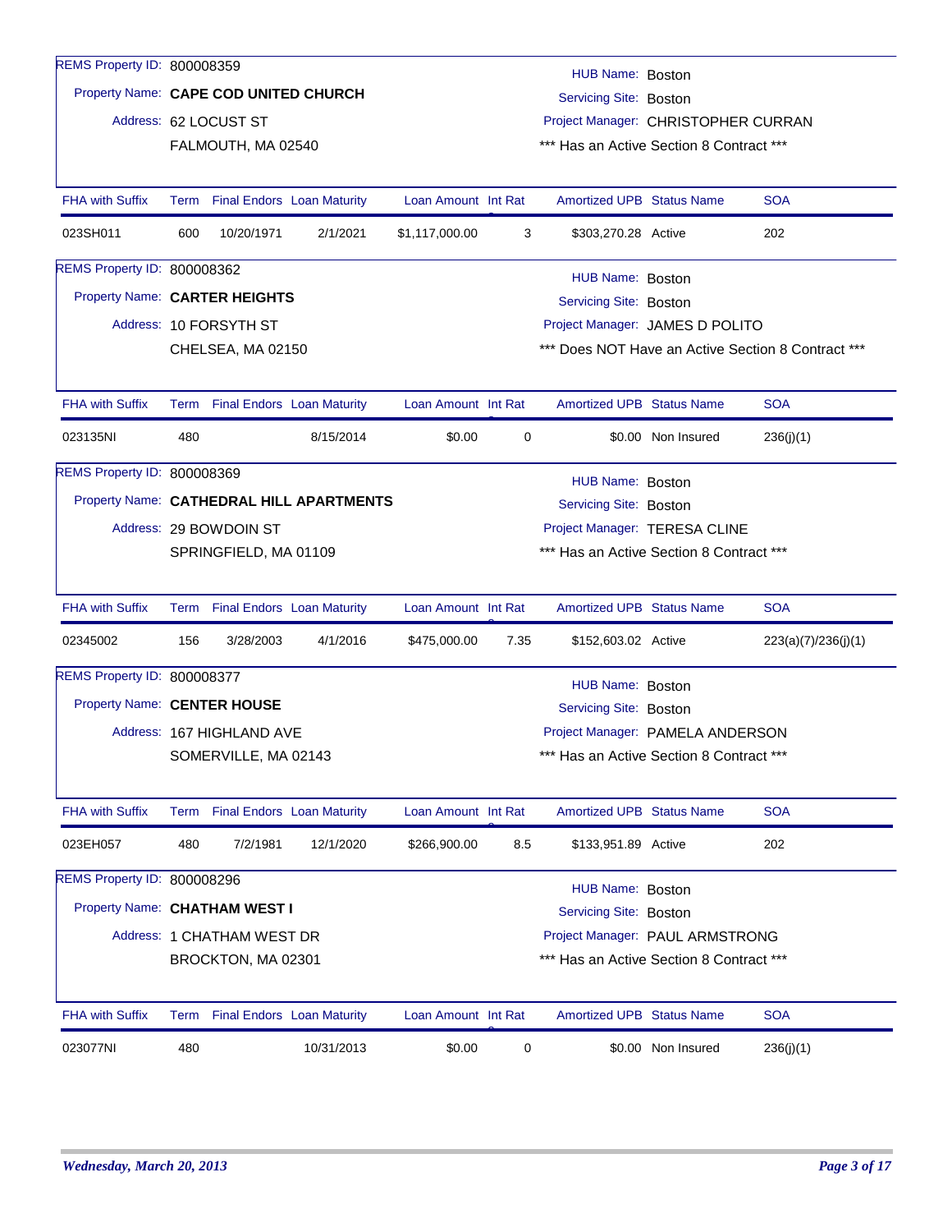REMS Property ID: 800008359
Property Name: **CAPE COD UNITED CHURCH**
Address: 62 LOCUST ST
FALMOUTH, MA 02540

HUB Name: Boston
Servicing Site: Boston
Project Manager: CHRISTOPHER CURRAN
*** Has an Active Section 8 Contract ***

| FHA with Suffix | Term | Final Endors | Loan Maturity | Loan Amount | Int Rate | Amortized UPB | Status Name | SOA |
|---|---|---|---|---|---|---|---|---|
| 023SH011 | 600 | 10/20/1971 | 2/1/2021 | $1,117,000.00 | 3 | $303,270.28 | Active | 202 |

REMS Property ID: 800008362
Property Name: **CARTER HEIGHTS**
Address: 10 FORSYTH ST
CHELSEA, MA 02150

HUB Name: Boston
Servicing Site: Boston
Project Manager: JAMES D POLITO
*** Does NOT Have an Active Section 8 Contract ***

| FHA with Suffix | Term | Final Endors | Loan Maturity | Loan Amount | Int Rate | Amortized UPB | Status Name | SOA |
|---|---|---|---|---|---|---|---|---|
| 023135NI | 480 | | 8/15/2014 | $0.00 | 0 | $0.00 | Non Insured | 236(j)(1) |

REMS Property ID: 800008369
Property Name: **CATHEDRAL HILL APARTMENTS**
Address: 29 BOWDOIN ST
SPRINGFIELD, MA 01109

HUB Name: Boston
Servicing Site: Boston
Project Manager: TERESA CLINE
*** Has an Active Section 8 Contract ***

| FHA with Suffix | Term | Final Endors | Loan Maturity | Loan Amount | Int Rate | Amortized UPB | Status Name | SOA |
|---|---|---|---|---|---|---|---|---|
| 02345002 | 156 | 3/28/2003 | 4/1/2016 | $475,000.00 | 7.35 | $152,603.02 | Active | 223(a)(7)/236(j)(1) |

REMS Property ID: 800008377
Property Name: **CENTER HOUSE**
Address: 167 HIGHLAND AVE
SOMERVILLE, MA 02143

HUB Name: Boston
Servicing Site: Boston
Project Manager: PAMELA ANDERSON
*** Has an Active Section 8 Contract ***

| FHA with Suffix | Term | Final Endors | Loan Maturity | Loan Amount | Int Rate | Amortized UPB | Status Name | SOA |
|---|---|---|---|---|---|---|---|---|
| 023EH057 | 480 | 7/2/1981 | 12/1/2020 | $266,900.00 | 8.5 | $133,951.89 | Active | 202 |

REMS Property ID: 800008296
Property Name: **CHATHAM WEST I**
Address: 1 CHATHAM WEST DR
BROCKTON, MA 02301

HUB Name: Boston
Servicing Site: Boston
Project Manager: PAUL ARMSTRONG
*** Has an Active Section 8 Contract ***

| FHA with Suffix | Term | Final Endors | Loan Maturity | Loan Amount | Int Rate | Amortized UPB | Status Name | SOA |
|---|---|---|---|---|---|---|---|---|
| 023077NI | 480 | | 10/31/2013 | $0.00 | 0 | $0.00 | Non Insured | 236(j)(1) |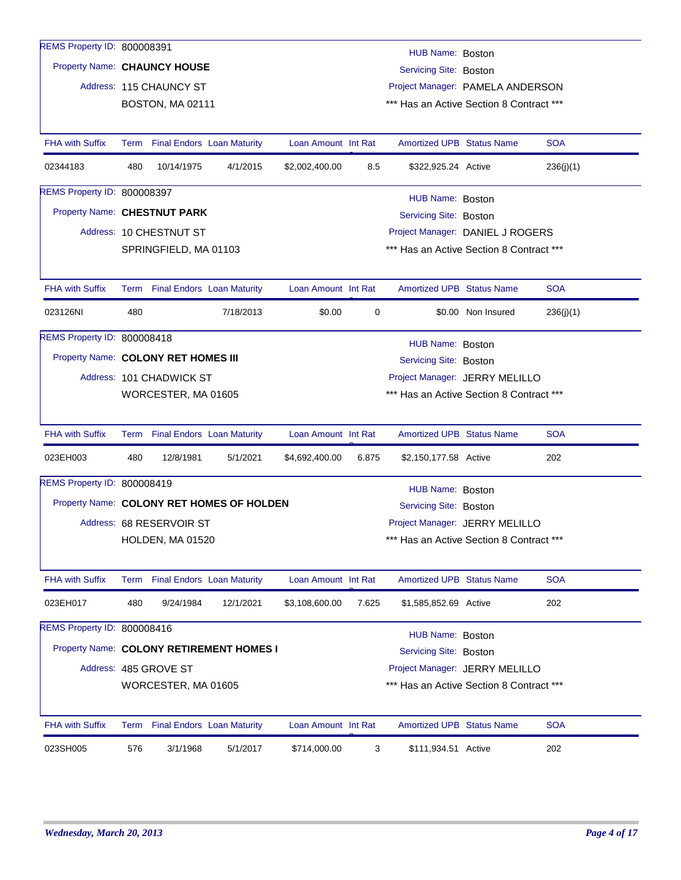REMS Property ID: 800008391

Property Name: **CHAUNCY HOUSE**

Address: 115 CHAUNCY ST
BOSTON, MA 02111

HUB Name: Boston
Servicing Site: Boston
Project Manager: PAMELA ANDERSON
*** Has an Active Section 8 Contract ***

| FHA with Suffix | Term | Final Endors | Loan Maturity | Loan Amount | Int Rat | Amortized UPB | Status Name | SOA |
|---|---|---|---|---|---|---|---|---|
| 02344183 | 480 | 10/14/1975 | 4/1/2015 | $2,002,400.00 | 8.5 | $322,925.24 | Active | 236(j)(1) |

REMS Property ID: 800008397

Property Name: **CHESTNUT PARK**

Address: 10 CHESTNUT ST
SPRINGFIELD, MA 01103

HUB Name: Boston
Servicing Site: Boston
Project Manager: DANIEL J ROGERS
*** Has an Active Section 8 Contract ***

| FHA with Suffix | Term | Final Endors | Loan Maturity | Loan Amount | Int Rat | Amortized UPB | Status Name | SOA |
|---|---|---|---|---|---|---|---|---|
| 023126NI | 480 | | 7/18/2013 | $0.00 | 0 | $0.00 | Non Insured | 236(j)(1) |

REMS Property ID: 800008418

Property Name: **COLONY RET HOMES III**

Address: 101 CHADWICK ST
WORCESTER, MA 01605

HUB Name: Boston
Servicing Site: Boston
Project Manager: JERRY MELILLO
*** Has an Active Section 8 Contract ***

| FHA with Suffix | Term | Final Endors | Loan Maturity | Loan Amount | Int Rat | Amortized UPB | Status Name | SOA |
|---|---|---|---|---|---|---|---|---|
| 023EH003 | 480 | 12/8/1981 | 5/1/2021 | $4,692,400.00 | 6.875 | $2,150,177.58 | Active | 202 |

REMS Property ID: 800008419

Property Name: **COLONY RET HOMES OF HOLDEN**

Address: 68 RESERVOIR ST
HOLDEN, MA 01520

HUB Name: Boston
Servicing Site: Boston
Project Manager: JERRY MELILLO
*** Has an Active Section 8 Contract ***

| FHA with Suffix | Term | Final Endors | Loan Maturity | Loan Amount | Int Rat | Amortized UPB | Status Name | SOA |
|---|---|---|---|---|---|---|---|---|
| 023EH017 | 480 | 9/24/1984 | 12/1/2021 | $3,108,600.00 | 7.625 | $1,585,852.69 | Active | 202 |

REMS Property ID: 800008416

Property Name: **COLONY RETIREMENT HOMES I**

Address: 485 GROVE ST
WORCESTER, MA 01605

HUB Name: Boston
Servicing Site: Boston
Project Manager: JERRY MELILLO
*** Has an Active Section 8 Contract ***

| FHA with Suffix | Term | Final Endors | Loan Maturity | Loan Amount | Int Rat | Amortized UPB | Status Name | SOA |
|---|---|---|---|---|---|---|---|---|
| 023SH005 | 576 | 3/1/1968 | 5/1/2017 | $714,000.00 | 3 | $111,934.51 | Active | 202 |

*Wednesday, March 20, 2013*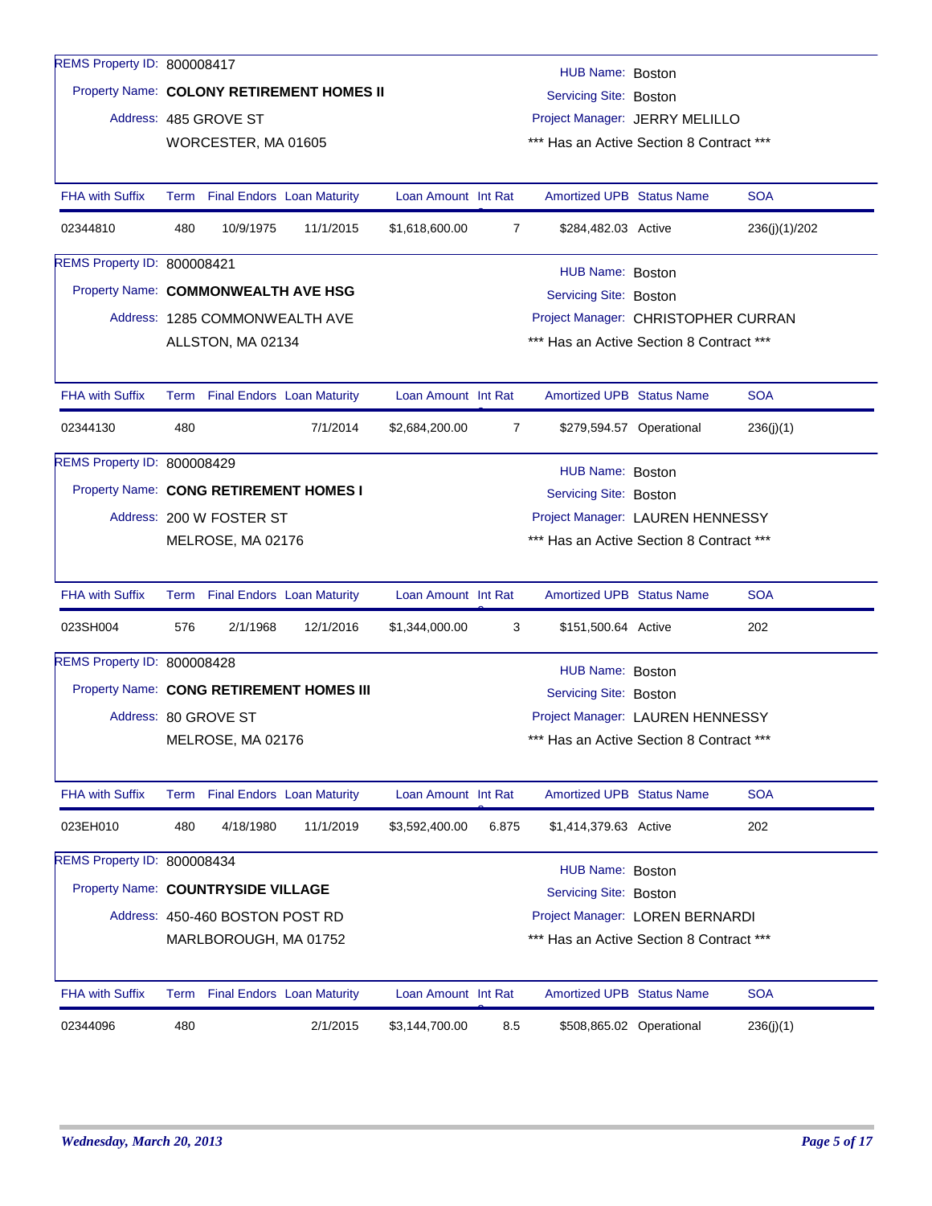REMS Property ID: 800008417

Property Name: **COLONY RETIREMENT HOMES II**

Address: 485 GROVE ST
WORCESTER, MA 01605

HUB Name: Boston
Servicing Site: Boston
Project Manager: JERRY MELILLO
*** Has an Active Section 8 Contract ***

| FHA with Suffix | Term | Final Endors | Loan Maturity | Loan Amount | Int Rate | Amortized UPB | Status Name | SOA |
|---|---|---|---|---|---|---|---|---|
| 02344810 | 480 | 10/9/1975 | 11/1/2015 | $1,618,600.00 | 7 | $284,482.03 | Active | 236(j)(1)/202 |

REMS Property ID: 800008421

Property Name: **COMMONWEALTH AVE HSG**

Address: 1285 COMMONWEALTH AVE
ALLSTON, MA 02134

HUB Name: Boston
Servicing Site: Boston
Project Manager: CHRISTOPHER CURRAN
*** Has an Active Section 8 Contract ***

| FHA with Suffix | Term | Final Endors | Loan Maturity | Loan Amount | Int Rate | Amortized UPB | Status Name | SOA |
|---|---|---|---|---|---|---|---|---|
| 02344130 | 480 | | 7/1/2014 | $2,684,200.00 | 7 | $279,594.57 | Operational | 236(j)(1) |

REMS Property ID: 800008429

Property Name: **CONG RETIREMENT HOMES I**

Address: 200 W FOSTER ST
MELROSE, MA 02176

HUB Name: Boston
Servicing Site: Boston
Project Manager: LAUREN HENNESSY
*** Has an Active Section 8 Contract ***

| FHA with Suffix | Term | Final Endors | Loan Maturity | Loan Amount | Int Rate | Amortized UPB | Status Name | SOA |
|---|---|---|---|---|---|---|---|---|
| 023SH004 | 576 | 2/1/1968 | 12/1/2016 | $1,344,000.00 | 3 | $151,500.64 | Active | 202 |

REMS Property ID: 800008428

Property Name: **CONG RETIREMENT HOMES III**

Address: 80 GROVE ST
MELROSE, MA 02176

HUB Name: Boston
Servicing Site: Boston
Project Manager: LAUREN HENNESSY
*** Has an Active Section 8 Contract ***

| FHA with Suffix | Term | Final Endors | Loan Maturity | Loan Amount | Int Rate | Amortized UPB | Status Name | SOA |
|---|---|---|---|---|---|---|---|---|
| 023EH010 | 480 | 4/18/1980 | 11/1/2019 | $3,592,400.00 | 6.875 | $1,414,379.63 | Active | 202 |

REMS Property ID: 800008434

Property Name: **COUNTRYSIDE VILLAGE**

Address: 450-460 BOSTON POST RD
MARLBOROUGH, MA 01752

HUB Name: Boston
Servicing Site: Boston
Project Manager: LOREN BERNARDI
*** Has an Active Section 8 Contract ***

| FHA with Suffix | Term | Final Endors | Loan Maturity | Loan Amount | Int Rate | Amortized UPB | Status Name | SOA |
|---|---|---|---|---|---|---|---|---|
| 02344096 | 480 | | 2/1/2015 | $3,144,700.00 | 8.5 | $508,865.02 | Operational | 236(j)(1) |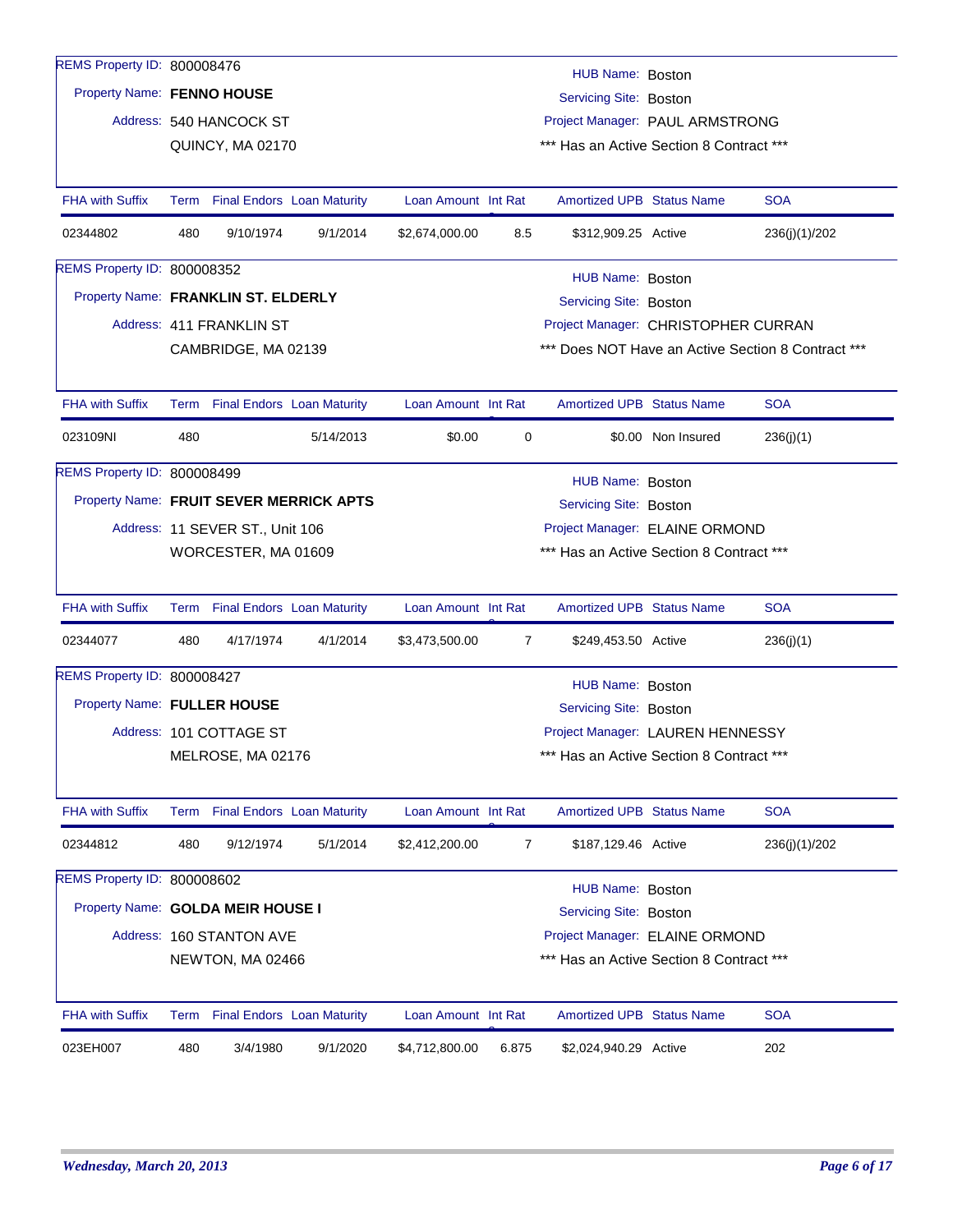REMS Property ID: 800008476
Property Name: **FENNO HOUSE**
Address: 540 HANCOCK ST
QUINCY, MA 02170

HUB Name: Boston
Servicing Site: Boston
Project Manager: PAUL ARMSTRONG
*** Has an Active Section 8 Contract ***

| FHA with Suffix | Term | Final Endors | Loan Maturity | Loan Amount | Int Rat | Amortized UPB | Status Name | SOA |
|---|---|---|---|---|---|---|---|---|
| 02344802 | 480 | 9/10/1974 | 9/1/2014 | $2,674,000.00 | 8.5 | $312,909.25 | Active | 236(j)(1)/202 |

REMS Property ID: 800008352
Property Name: **FRANKLIN ST. ELDERLY**
Address: 411 FRANKLIN ST
CAMBRIDGE, MA 02139

HUB Name: Boston
Servicing Site: Boston
Project Manager: CHRISTOPHER CURRAN
*** Does NOT Have an Active Section 8 Contract ***

| FHA with Suffix | Term | Final Endors | Loan Maturity | Loan Amount | Int Rat | Amortized UPB | Status Name | SOA |
|---|---|---|---|---|---|---|---|---|
| 023109NI | 480 | | 5/14/2013 | $0.00 | 0 | $0.00 | Non Insured | 236(j)(1) |

REMS Property ID: 800008499
Property Name: **FRUIT SEVER MERRICK APTS**
Address: 11 SEVER ST., Unit 106
WORCESTER, MA 01609

HUB Name: Boston
Servicing Site: Boston
Project Manager: ELAINE ORMOND
*** Has an Active Section 8 Contract ***

| FHA with Suffix | Term | Final Endors | Loan Maturity | Loan Amount | Int Rat | Amortized UPB | Status Name | SOA |
|---|---|---|---|---|---|---|---|---|
| 02344077 | 480 | 4/17/1974 | 4/1/2014 | $3,473,500.00 | 7 | $249,453.50 | Active | 236(j)(1) |

REMS Property ID: 800008427
Property Name: **FULLER HOUSE**
Address: 101 COTTAGE ST
MELROSE, MA 02176

HUB Name: Boston
Servicing Site: Boston
Project Manager: LAUREN HENNESSY
*** Has an Active Section 8 Contract ***

| FHA with Suffix | Term | Final Endors | Loan Maturity | Loan Amount | Int Rat | Amortized UPB | Status Name | SOA |
|---|---|---|---|---|---|---|---|---|
| 02344812 | 480 | 9/12/1974 | 5/1/2014 | $2,412,200.00 | 7 | $187,129.46 | Active | 236(j)(1)/202 |

REMS Property ID: 800008602
Property Name: **GOLDA MEIR HOUSE I**
Address: 160 STANTON AVE
NEWTON, MA 02466

HUB Name: Boston
Servicing Site: Boston
Project Manager: ELAINE ORMOND
*** Has an Active Section 8 Contract ***

| FHA with Suffix | Term | Final Endors | Loan Maturity | Loan Amount | Int Rat | Amortized UPB | Status Name | SOA |
|---|---|---|---|---|---|---|---|---|
| 023EH007 | 480 | 3/4/1980 | 9/1/2020 | $4,712,800.00 | 6.875 | $2,024,940.29 | Active | 202 |

*Wednesday, March 20, 2013*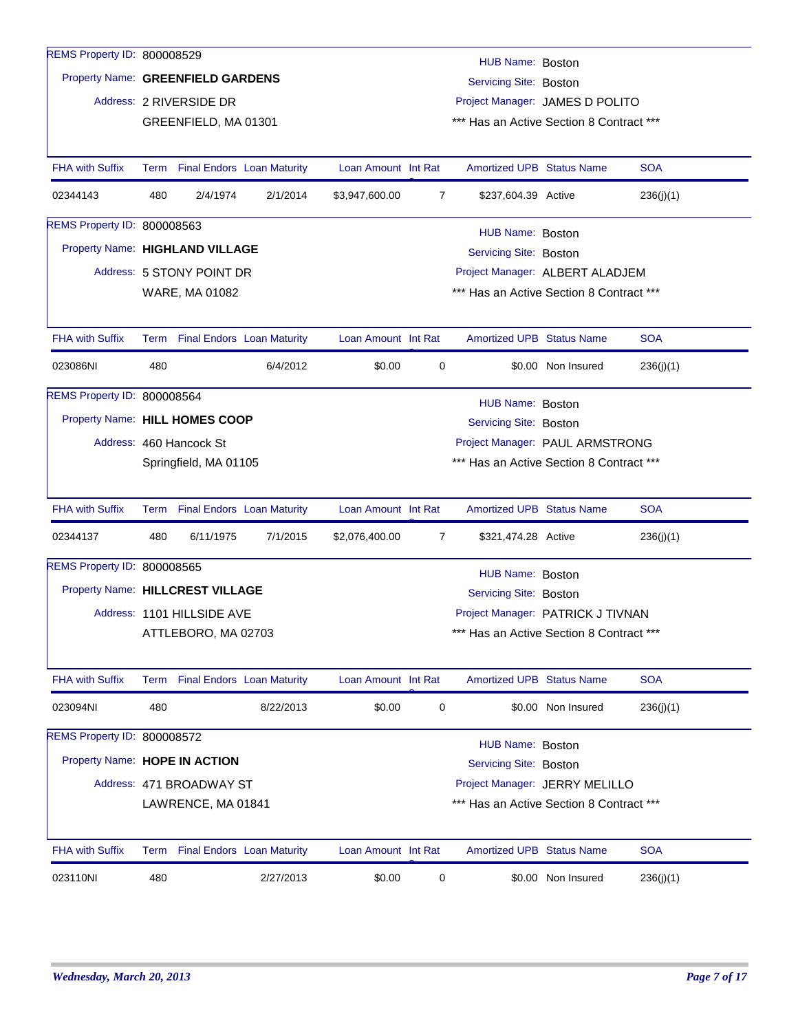REMS Property ID: 800008529
Property Name: **GREENFIELD GARDENS**
Address: 2 RIVERSIDE DR
GREENFIELD, MA 01301

HUB Name: Boston
Servicing Site: Boston
Project Manager: JAMES D POLITO
*** Has an Active Section 8 Contract ***

| FHA with Suffix | Term | Final Endors | Loan Maturity | Loan Amount | Int Rate | Amortized UPB | Status Name | SOA |
|---|---|---|---|---|---|---|---|---|
| 02344143 | 480 | 2/4/1974 | 2/1/2014 | $3,947,600.00 | 7 | $237,604.39 | Active | 236(j)(1) |

REMS Property ID: 800008563
Property Name: **HIGHLAND VILLAGE**
Address: 5 STONY POINT DR
WARE, MA 01082

HUB Name: Boston
Servicing Site: Boston
Project Manager: ALBERT ALADJEM
*** Has an Active Section 8 Contract ***

| FHA with Suffix | Term | Final Endors | Loan Maturity | Loan Amount | Int Rate | Amortized UPB | Status Name | SOA |
|---|---|---|---|---|---|---|---|---|
| 023086NI | 480 | | 6/4/2012 | $0.00 | 0 | $0.00 | Non Insured | 236(j)(1) |

REMS Property ID: 800008564
Property Name: **HILL HOMES COOP**
Address: 460 Hancock St
Springfield, MA 01105

HUB Name: Boston
Servicing Site: Boston
Project Manager: PAUL ARMSTRONG
*** Has an Active Section 8 Contract ***

| FHA with Suffix | Term | Final Endors | Loan Maturity | Loan Amount | Int Rate | Amortized UPB | Status Name | SOA |
|---|---|---|---|---|---|---|---|---|
| 02344137 | 480 | 6/11/1975 | 7/1/2015 | $2,076,400.00 | 7 | $321,474.28 | Active | 236(j)(1) |

REMS Property ID: 800008565
Property Name: **HILLCREST VILLAGE**
Address: 1101 HILLSIDE AVE
ATTLEBORO, MA 02703

HUB Name: Boston
Servicing Site: Boston
Project Manager: PATRICK J TIVNAN
*** Has an Active Section 8 Contract ***

| FHA with Suffix | Term | Final Endors | Loan Maturity | Loan Amount | Int Rate | Amortized UPB | Status Name | SOA |
|---|---|---|---|---|---|---|---|---|
| 023094NI | 480 | | 8/22/2013 | $0.00 | 0 | $0.00 | Non Insured | 236(j)(1) |

REMS Property ID: 800008572
Property Name: **HOPE IN ACTION**
Address: 471 BROADWAY ST
LAWRENCE, MA 01841

HUB Name: Boston
Servicing Site: Boston
Project Manager: JERRY MELILLO
*** Has an Active Section 8 Contract ***

| FHA with Suffix | Term | Final Endors | Loan Maturity | Loan Amount | Int Rate | Amortized UPB | Status Name | SOA |
|---|---|---|---|---|---|---|---|---|
| 023110NI | 480 | | 2/27/2013 | $0.00 | 0 | $0.00 | Non Insured | 236(j)(1) |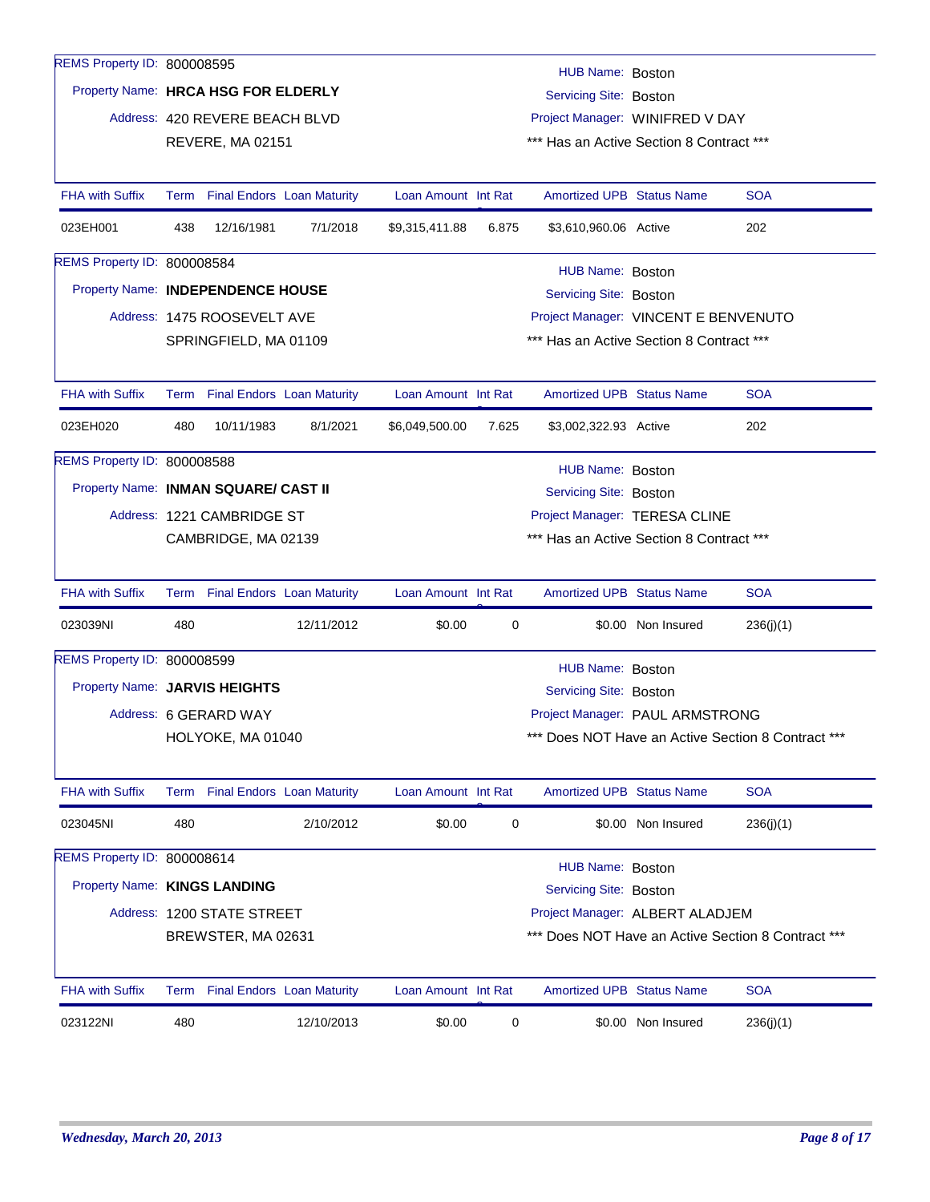REMS Property ID: 800008595

Property Name: **HRCA HSG FOR ELDERLY**

Address: 420 REVERE BEACH BLVD
REVERE, MA 02151

HUB Name: Boston
Servicing Site: Boston
Project Manager: WINIFRED V DAY
*** Has an Active Section 8 Contract ***

| FHA with Suffix | Term | Final Endors | Loan Maturity | Loan Amount | Int Rat | Amortized UPB | Status Name | SOA |
|---|---|---|---|---|---|---|---|---|
| 023EH001 | 438 | 12/16/1981 | 7/1/2018 | $9,315,411.88 | 6.875 | $3,610,960.06 | Active | 202 |

REMS Property ID: 800008584

Property Name: **INDEPENDENCE HOUSE**

Address: 1475 ROOSEVELT AVE
SPRINGFIELD, MA 01109

HUB Name: Boston
Servicing Site: Boston
Project Manager: VINCENT E BENVENUTO
*** Has an Active Section 8 Contract ***

| FHA with Suffix | Term | Final Endors | Loan Maturity | Loan Amount | Int Rat | Amortized UPB | Status Name | SOA |
|---|---|---|---|---|---|---|---|---|
| 023EH020 | 480 | 10/11/1983 | 8/1/2021 | $6,049,500.00 | 7.625 | $3,002,322.93 | Active | 202 |

REMS Property ID: 800008588

Property Name: **INMAN SQUARE/ CAST II**

Address: 1221 CAMBRIDGE ST
CAMBRIDGE, MA 02139

HUB Name: Boston
Servicing Site: Boston
Project Manager: TERESA CLINE
*** Has an Active Section 8 Contract ***

| FHA with Suffix | Term | Final Endors | Loan Maturity | Loan Amount | Int Rat | Amortized UPB | Status Name | SOA |
|---|---|---|---|---|---|---|---|---|
| 023039NI | 480 | | 12/11/2012 | $0.00 | 0 | $0.00 | Non Insured | 236(j)(1) |

REMS Property ID: 800008599

Property Name: **JARVIS HEIGHTS**

Address: 6 GERARD WAY
HOLYOKE, MA 01040

HUB Name: Boston
Servicing Site: Boston
Project Manager: PAUL ARMSTRONG
*** Does NOT Have an Active Section 8 Contract ***

| FHA with Suffix | Term | Final Endors | Loan Maturity | Loan Amount | Int Rat | Amortized UPB | Status Name | SOA |
|---|---|---|---|---|---|---|---|---|
| 023045NI | 480 | | 2/10/2012 | $0.00 | 0 | $0.00 | Non Insured | 236(j)(1) |

REMS Property ID: 800008614

Property Name: **KINGS LANDING**

Address: 1200 STATE STREET
BREWSTER, MA 02631

HUB Name: Boston
Servicing Site: Boston
Project Manager: ALBERT ALADJEM
*** Does NOT Have an Active Section 8 Contract ***

| FHA with Suffix | Term | Final Endors | Loan Maturity | Loan Amount | Int Rat | Amortized UPB | Status Name | SOA |
|---|---|---|---|---|---|---|---|---|
| 023122NI | 480 | | 12/10/2013 | $0.00 | 0 | $0.00 | Non Insured | 236(j)(1) |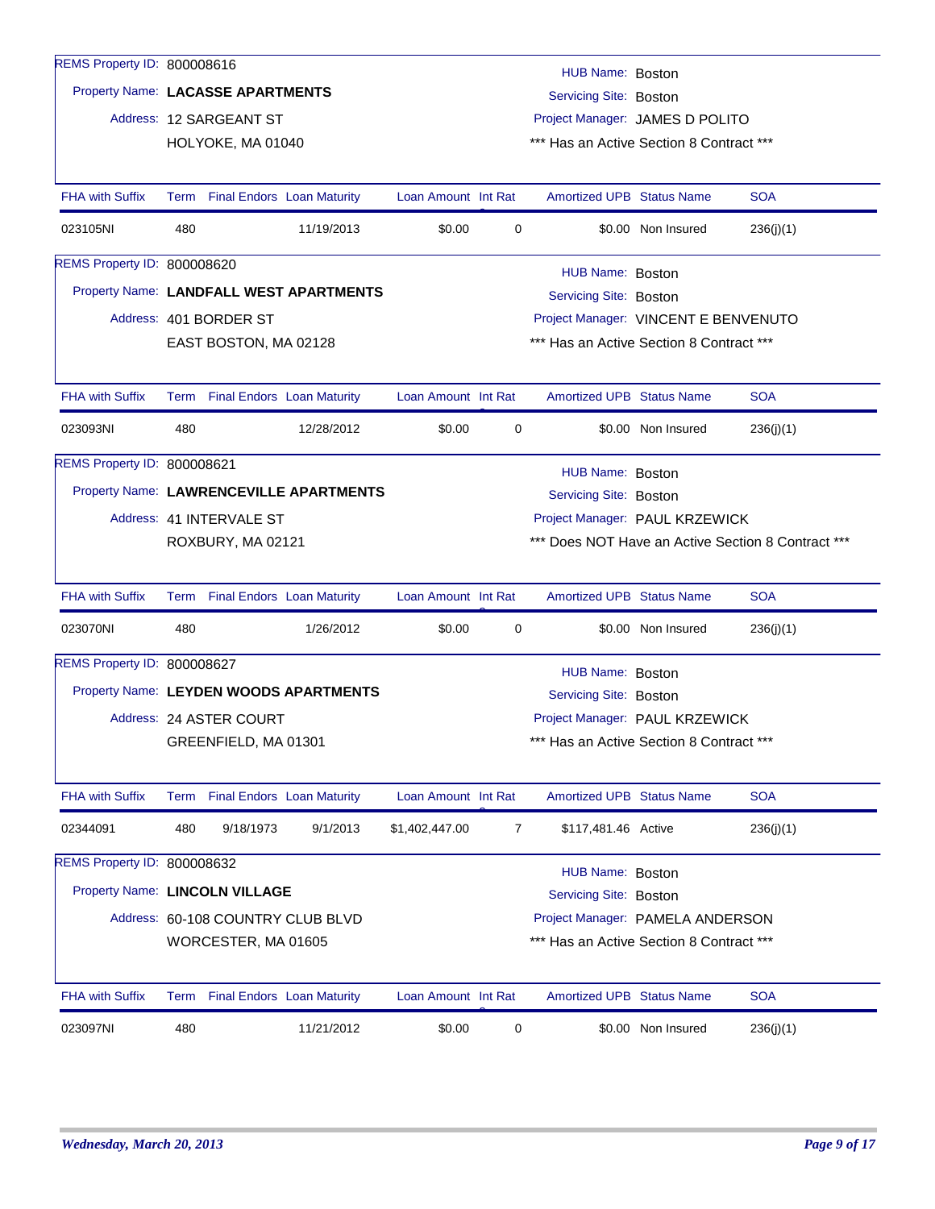REMS Property ID: 800008616
Property Name: **LACASSE APARTMENTS**
Address: 12 SARGEANT ST
HOLYOKE, MA 01040

HUB Name: Boston
Servicing Site: Boston
Project Manager: JAMES D POLITO
*** Has an Active Section 8 Contract ***

| FHA with Suffix | Term | Final Endors | Loan Maturity | Loan Amount | Int Rate | Amortized UPB | Status Name | SOA |
|---|---|---|---|---|---|---|---|---|
| 023105NI | 480 | | 11/19/2013 | $0.00 | 0 | $0.00 | Non Insured | 236(j)(1) |

REMS Property ID: 800008620
Property Name: **LANDFALL WEST APARTMENTS**
Address: 401 BORDER ST
EAST BOSTON, MA 02128

HUB Name: Boston
Servicing Site: Boston
Project Manager: VINCENT E BENVENUTO
*** Has an Active Section 8 Contract ***

| FHA with Suffix | Term | Final Endors | Loan Maturity | Loan Amount | Int Rate | Amortized UPB | Status Name | SOA |
|---|---|---|---|---|---|---|---|---|
| 023093NI | 480 | | 12/28/2012 | $0.00 | 0 | $0.00 | Non Insured | 236(j)(1) |

REMS Property ID: 800008621
Property Name: **LAWRENCEVILLE APARTMENTS**
Address: 41 INTERVALE ST
ROXBURY, MA 02121

HUB Name: Boston
Servicing Site: Boston
Project Manager: PAUL KRZEWICK
*** Does NOT Have an Active Section 8 Contract ***

| FHA with Suffix | Term | Final Endors | Loan Maturity | Loan Amount | Int Rate | Amortized UPB | Status Name | SOA |
|---|---|---|---|---|---|---|---|---|
| 023070NI | 480 | | 1/26/2012 | $0.00 | 0 | $0.00 | Non Insured | 236(j)(1) |

REMS Property ID: 800008627
Property Name: **LEYDEN WOODS APARTMENTS**
Address: 24 ASTER COURT
GREENFIELD, MA 01301

HUB Name: Boston
Servicing Site: Boston
Project Manager: PAUL KRZEWICK
*** Has an Active Section 8 Contract ***

| FHA with Suffix | Term | Final Endors | Loan Maturity | Loan Amount | Int Rate | Amortized UPB | Status Name | SOA |
|---|---|---|---|---|---|---|---|---|
| 02344091 | 480 | 9/18/1973 | 9/1/2013 | $1,402,447.00 | 7 | $117,481.46 | Active | 236(j)(1) |

REMS Property ID: 800008632
Property Name: **LINCOLN VILLAGE**
Address: 60-108 COUNTRY CLUB BLVD
WORCESTER, MA 01605

HUB Name: Boston
Servicing Site: Boston
Project Manager: PAMELA ANDERSON
*** Has an Active Section 8 Contract ***

| FHA with Suffix | Term | Final Endors | Loan Maturity | Loan Amount | Int Rate | Amortized UPB | Status Name | SOA |
|---|---|---|---|---|---|---|---|---|
| 023097NI | 480 | | 11/21/2012 | $0.00 | 0 | $0.00 | Non Insured | 236(j)(1) |

*Wednesday, March 20, 2013*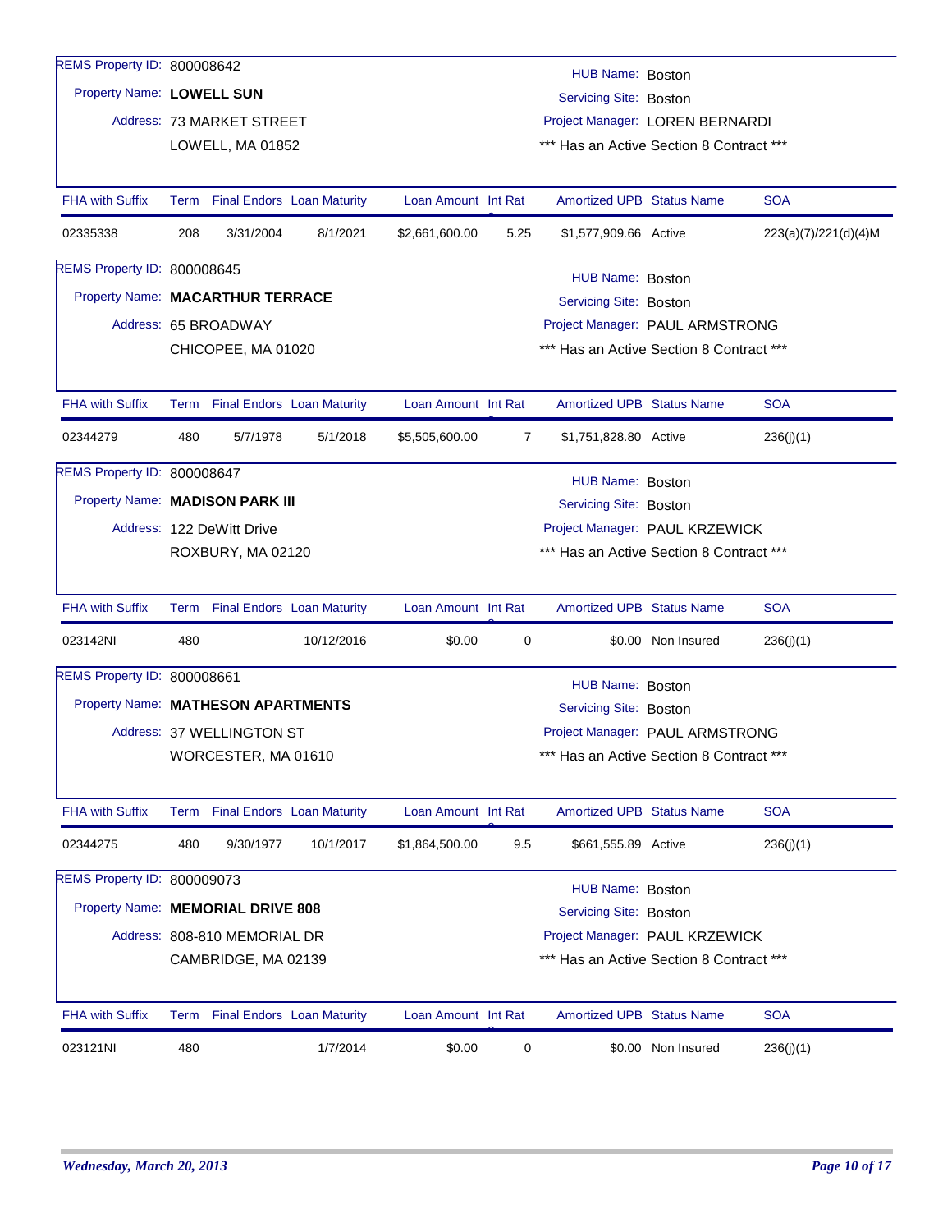REMS Property ID: 800008642

Property Name: **LOWELL SUN**

Address: 73 MARKET STREET
LOWELL, MA 01852

HUB Name: Boston
Servicing Site: Boston
Project Manager: LOREN BERNARDI
*** Has an Active Section 8 Contract ***

| FHA with Suffix | Term | Final Endors | Loan Maturity | Loan Amount | Int Rate | Amortized UPB | Status Name | SOA |
|---|---|---|---|---|---|---|---|---|
| 02335338 | 208 | 3/31/2004 | 8/1/2021 | $2,661,600.00 | 5.25 | $1,577,909.66 | Active | 223(a)(7)/221(d)(4)M |

REMS Property ID: 800008645

Property Name: **MACARTHUR TERRACE**

Address: 65 BROADWAY
CHICOPEE, MA 01020

HUB Name: Boston
Servicing Site: Boston
Project Manager: PAUL ARMSTRONG
*** Has an Active Section 8 Contract ***

| FHA with Suffix | Term | Final Endors | Loan Maturity | Loan Amount | Int Rate | Amortized UPB | Status Name | SOA |
|---|---|---|---|---|---|---|---|---|
| 02344279 | 480 | 5/7/1978 | 5/1/2018 | $5,505,600.00 | 7 | $1,751,828.80 | Active | 236(j)(1) |

REMS Property ID: 800008647

Property Name: **MADISON PARK III**

Address: 122 DeWitt Drive
ROXBURY, MA 02120

HUB Name: Boston
Servicing Site: Boston
Project Manager: PAUL KRZEWICK
*** Has an Active Section 8 Contract ***

| FHA with Suffix | Term | Final Endors | Loan Maturity | Loan Amount | Int Rate | Amortized UPB | Status Name | SOA |
|---|---|---|---|---|---|---|---|---|
| 023142NI | 480 | | 10/12/2016 | $0.00 | 0 | $0.00 | Non Insured | 236(j)(1) |

REMS Property ID: 800008661

Property Name: **MATHESON APARTMENTS**

Address: 37 WELLINGTON ST
WORCESTER, MA 01610

HUB Name: Boston
Servicing Site: Boston
Project Manager: PAUL ARMSTRONG
*** Has an Active Section 8 Contract ***

| FHA with Suffix | Term | Final Endors | Loan Maturity | Loan Amount | Int Rate | Amortized UPB | Status Name | SOA |
|---|---|---|---|---|---|---|---|---|
| 02344275 | 480 | 9/30/1977 | 10/1/2017 | $1,864,500.00 | 9.5 | $661,555.89 | Active | 236(j)(1) |

REMS Property ID: 800009073

Property Name: **MEMORIAL DRIVE 808**

Address: 808-810 MEMORIAL DR
CAMBRIDGE, MA 02139

HUB Name: Boston
Servicing Site: Boston
Project Manager: PAUL KRZEWICK
*** Has an Active Section 8 Contract ***

| FHA with Suffix | Term | Final Endors | Loan Maturity | Loan Amount | Int Rate | Amortized UPB | Status Name | SOA |
|---|---|---|---|---|---|---|---|---|
| 023121NI | 480 | | 1/7/2014 | $0.00 | 0 | $0.00 | Non Insured | 236(j)(1) |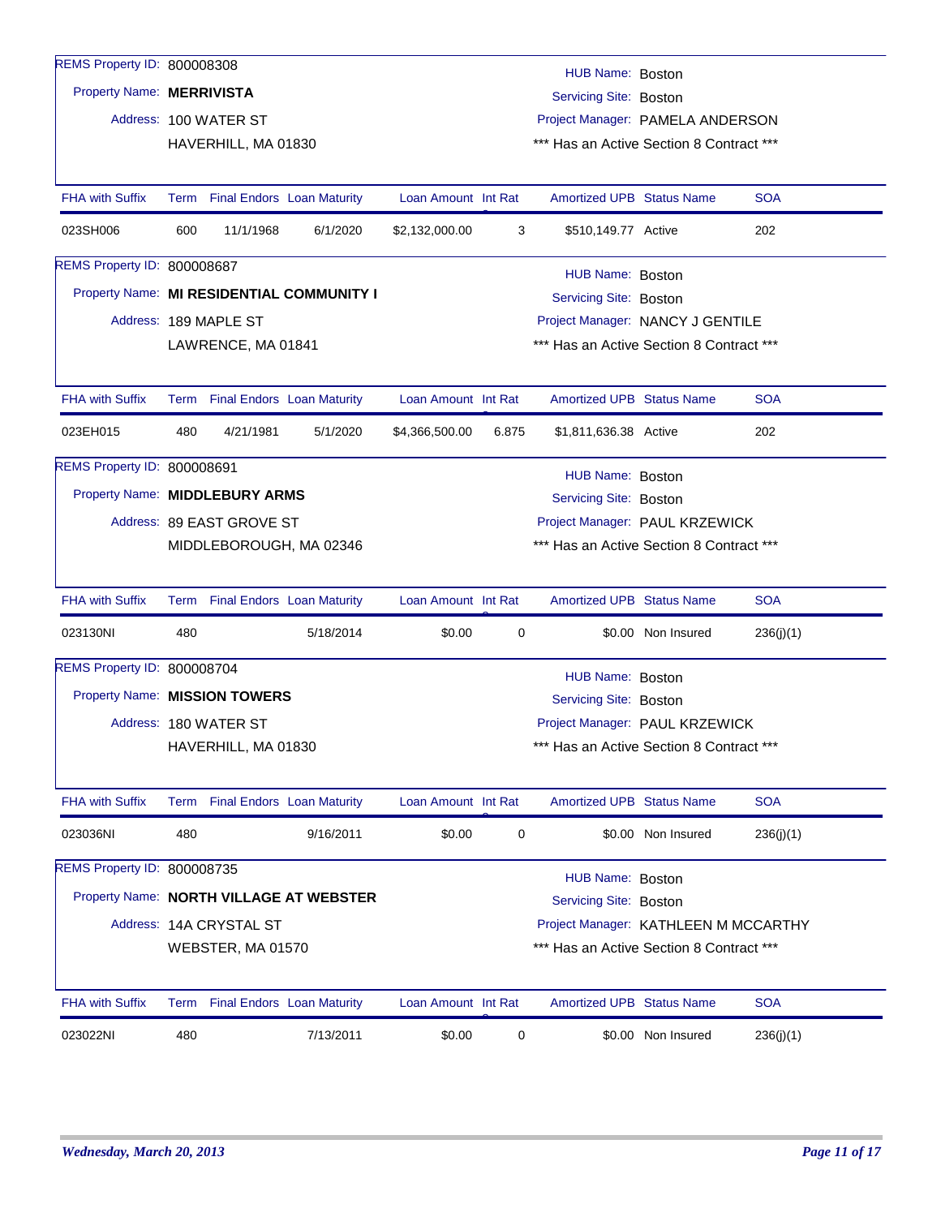REMS Property ID: 800008308

Property Name: **MERRIVISTA**

Address: 100 WATER ST
HAVERHILL, MA 01830

HUB Name: Boston
Servicing Site: Boston
Project Manager: PAMELA ANDERSON
*** Has an Active Section 8 Contract ***

| FHA with Suffix | Term | Final Endors | Loan Maturity | Loan Amount | Int Rate | Amortized UPB | Status Name | SOA |
|---|---|---|---|---|---|---|---|---|
| 023SH006 | 600 | 11/1/1968 | 6/1/2020 | $2,132,000.00 | 3 | $510,149.77 | Active | 202 |

REMS Property ID: 800008687

Property Name: **MI RESIDENTIAL COMMUNITY I**

Address: 189 MAPLE ST
LAWRENCE, MA 01841

HUB Name: Boston
Servicing Site: Boston
Project Manager: NANCY J GENTILE
*** Has an Active Section 8 Contract ***

| FHA with Suffix | Term | Final Endors | Loan Maturity | Loan Amount | Int Rate | Amortized UPB | Status Name | SOA |
|---|---|---|---|---|---|---|---|---|
| 023EH015 | 480 | 4/21/1981 | 5/1/2020 | $4,366,500.00 | 6.875 | $1,811,636.38 | Active | 202 |

REMS Property ID: 800008691

Property Name: **MIDDLEBURY ARMS**

Address: 89 EAST GROVE ST
MIDDLEBOROUGH, MA 02346

HUB Name: Boston
Servicing Site: Boston
Project Manager: PAUL KRZEWICK
*** Has an Active Section 8 Contract ***

| FHA with Suffix | Term | Final Endors | Loan Maturity | Loan Amount | Int Rate | Amortized UPB | Status Name | SOA |
|---|---|---|---|---|---|---|---|---|
| 023130NI | 480 | | 5/18/2014 | $0.00 | 0 | $0.00 | Non Insured | 236(j)(1) |

REMS Property ID: 800008704

Property Name: **MISSION TOWERS**

Address: 180 WATER ST
HAVERHILL, MA 01830

HUB Name: Boston
Servicing Site: Boston
Project Manager: PAUL KRZEWICK
*** Has an Active Section 8 Contract ***

| FHA with Suffix | Term | Final Endors | Loan Maturity | Loan Amount | Int Rate | Amortized UPB | Status Name | SOA |
|---|---|---|---|---|---|---|---|---|
| 023036NI | 480 | | 9/16/2011 | $0.00 | 0 | $0.00 | Non Insured | 236(j)(1) |

REMS Property ID: 800008735

Property Name: **NORTH VILLAGE AT WEBSTER**

Address: 14A CRYSTAL ST
WEBSTER, MA 01570

HUB Name: Boston
Servicing Site: Boston
Project Manager: KATHLEEN M MCCARTHY
*** Has an Active Section 8 Contract ***

| FHA with Suffix | Term | Final Endors | Loan Maturity | Loan Amount | Int Rate | Amortized UPB | Status Name | SOA |
|---|---|---|---|---|---|---|---|---|
| 023022NI | 480 | | 7/13/2011 | $0.00 | 0 | $0.00 | Non Insured | 236(j)(1) |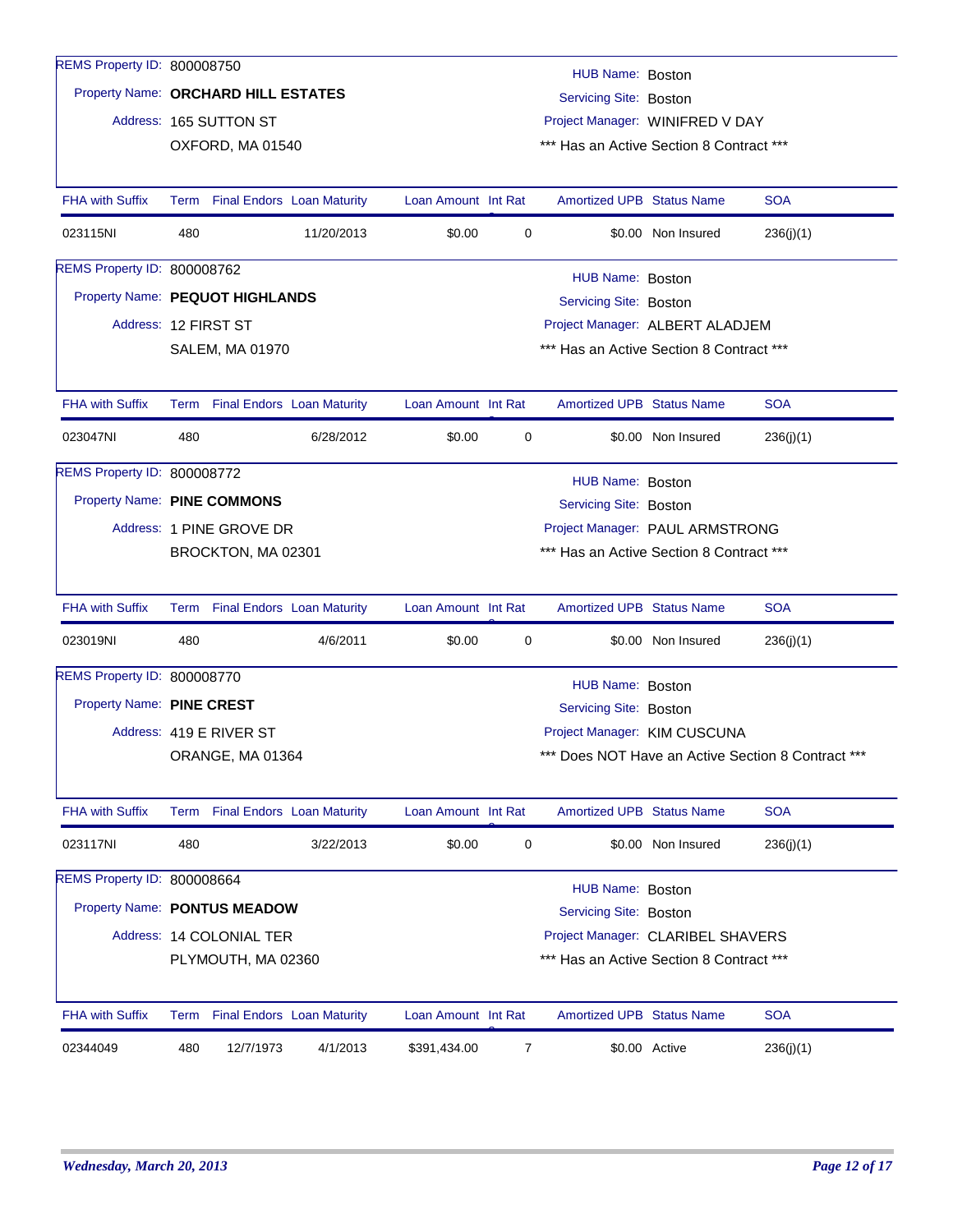REMS Property ID: 800008750

Property Name: **ORCHARD HILL ESTATES**

Address: 165 SUTTON ST
OXFORD, MA 01540

HUB Name: Boston
Servicing Site: Boston
Project Manager: WINIFRED V DAY
*** Has an Active Section 8 Contract ***

| FHA with Suffix | Term | Final Endors | Loan Maturity | Loan Amount | Int Rate | Amortized UPB | Status Name | SOA |
|---|---|---|---|---|---|---|---|---|
| 023115NI | 480 | | 11/20/2013 | $0.00 | 0 | $0.00 | Non Insured | 236(j)(1) |

REMS Property ID: 800008762

Property Name: **PEQUOT HIGHLANDS**

Address: 12 FIRST ST
SALEM, MA 01970

HUB Name: Boston
Servicing Site: Boston
Project Manager: ALBERT ALADJEM
*** Has an Active Section 8 Contract ***

| FHA with Suffix | Term | Final Endors | Loan Maturity | Loan Amount | Int Rate | Amortized UPB | Status Name | SOA |
|---|---|---|---|---|---|---|---|---|
| 023047NI | 480 | | 6/28/2012 | $0.00 | 0 | $0.00 | Non Insured | 236(j)(1) |

REMS Property ID: 800008772

Property Name: **PINE COMMONS**

Address: 1 PINE GROVE DR
BROCKTON, MA 02301

HUB Name: Boston
Servicing Site: Boston
Project Manager: PAUL ARMSTRONG
*** Has an Active Section 8 Contract ***

| FHA with Suffix | Term | Final Endors | Loan Maturity | Loan Amount | Int Rate | Amortized UPB | Status Name | SOA |
|---|---|---|---|---|---|---|---|---|
| 023019NI | 480 | | 4/6/2011 | $0.00 | 0 | $0.00 | Non Insured | 236(j)(1) |

REMS Property ID: 800008770

Property Name: **PINE CREST**

Address: 419 E RIVER ST
ORANGE, MA 01364

HUB Name: Boston
Servicing Site: Boston
Project Manager: KIM CUSCUNA
*** Does NOT Have an Active Section 8 Contract ***

| FHA with Suffix | Term | Final Endors | Loan Maturity | Loan Amount | Int Rate | Amortized UPB | Status Name | SOA |
|---|---|---|---|---|---|---|---|---|
| 023117NI | 480 | | 3/22/2013 | $0.00 | 0 | $0.00 | Non Insured | 236(j)(1) |

REMS Property ID: 800008664

Property Name: **PONTUS MEADOW**

Address: 14 COLONIAL TER
PLYMOUTH, MA 02360

HUB Name: Boston
Servicing Site: Boston
Project Manager: CLARIBEL SHAVERS
*** Has an Active Section 8 Contract ***

| FHA with Suffix | Term | Final Endors | Loan Maturity | Loan Amount | Int Rate | Amortized UPB | Status Name | SOA |
|---|---|---|---|---|---|---|---|---|
| 02344049 | 480 | 12/7/1973 | 4/1/2013 | $391,434.00 | 7 | $0.00 | Active | 236(j)(1) |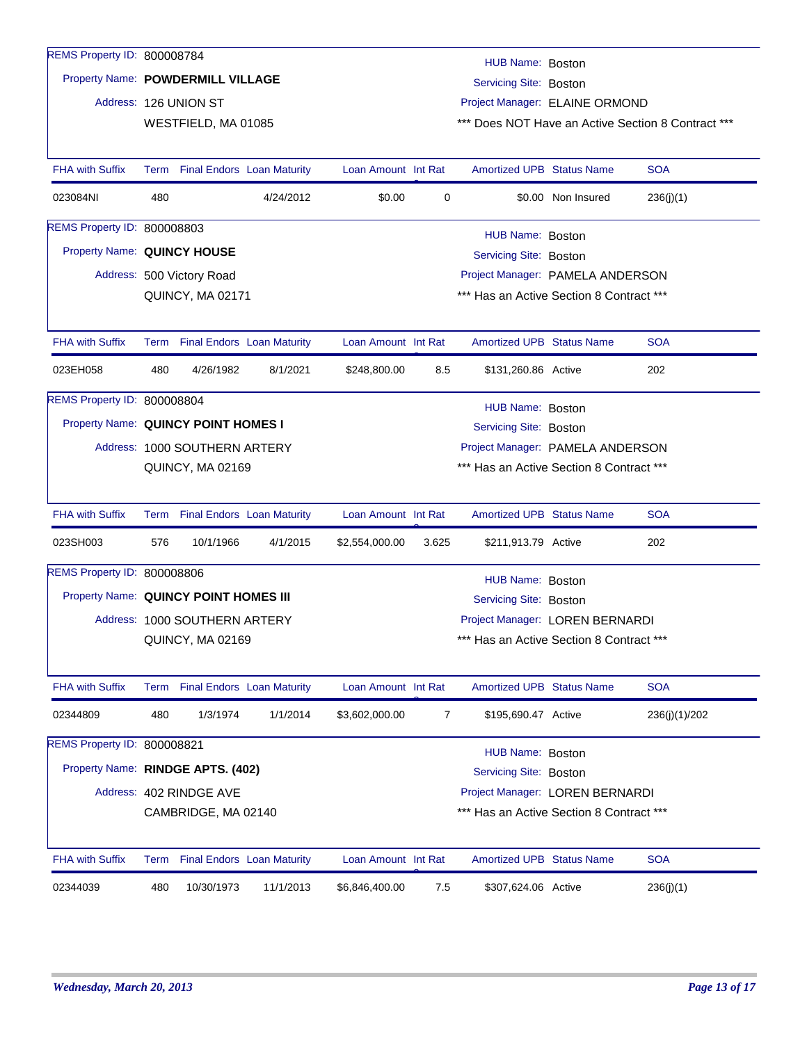REMS Property ID: 800008784

Property Name: **POWDERMILL VILLAGE**

Address: 126 UNION ST
WESTFIELD, MA 01085

HUB Name: Boston
Servicing Site: Boston
Project Manager: ELAINE ORMOND
*** Does NOT Have an Active Section 8 Contract ***

| FHA with Suffix | Term | Final Endors | Loan Maturity | Loan Amount | Int Rate | Amortized UPB | Status Name | SOA |
|---|---|---|---|---|---|---|---|---|
| 023084NI | 480 | | 4/24/2012 | $0.00 | 0 | $0.00 | Non Insured | 236(j)(1) |

REMS Property ID: 800008803

Property Name: **QUINCY HOUSE**

Address: 500 Victory Road
QUINCY, MA 02171

HUB Name: Boston
Servicing Site: Boston
Project Manager: PAMELA ANDERSON
*** Has an Active Section 8 Contract ***

| FHA with Suffix | Term | Final Endors | Loan Maturity | Loan Amount | Int Rate | Amortized UPB | Status Name | SOA |
|---|---|---|---|---|---|---|---|---|
| 023EH058 | 480 | 4/26/1982 | 8/1/2021 | $248,800.00 | 8.5 | $131,260.86 | Active | 202 |

REMS Property ID: 800008804

Property Name: **QUINCY POINT HOMES I**

Address: 1000 SOUTHERN ARTERY
QUINCY, MA 02169

HUB Name: Boston
Servicing Site: Boston
Project Manager: PAMELA ANDERSON
*** Has an Active Section 8 Contract ***

| FHA with Suffix | Term | Final Endors | Loan Maturity | Loan Amount | Int Rate | Amortized UPB | Status Name | SOA |
|---|---|---|---|---|---|---|---|---|
| 023SH003 | 576 | 10/1/1966 | 4/1/2015 | $2,554,000.00 | 3.625 | $211,913.79 | Active | 202 |

REMS Property ID: 800008806

Property Name: **QUINCY POINT HOMES III**

Address: 1000 SOUTHERN ARTERY
QUINCY, MA 02169

HUB Name: Boston
Servicing Site: Boston
Project Manager: LOREN BERNARDI
*** Has an Active Section 8 Contract ***

| FHA with Suffix | Term | Final Endors | Loan Maturity | Loan Amount | Int Rate | Amortized UPB | Status Name | SOA |
|---|---|---|---|---|---|---|---|---|
| 02344809 | 480 | 1/3/1974 | 1/1/2014 | $3,602,000.00 | 7 | $195,690.47 | Active | 236(j)(1)/202 |

REMS Property ID: 800008821

Property Name: **RINDGE APTS. (402)**

Address: 402 RINDGE AVE
CAMBRIDGE, MA 02140

HUB Name: Boston
Servicing Site: Boston
Project Manager: LOREN BERNARDI
*** Has an Active Section 8 Contract ***

| FHA with Suffix | Term | Final Endors | Loan Maturity | Loan Amount | Int Rate | Amortized UPB | Status Name | SOA |
|---|---|---|---|---|---|---|---|---|
| 02344039 | 480 | 10/30/1973 | 11/1/2013 | $6,846,400.00 | 7.5 | $307,624.06 | Active | 236(j)(1) |

*Wednesday, March 20, 2013*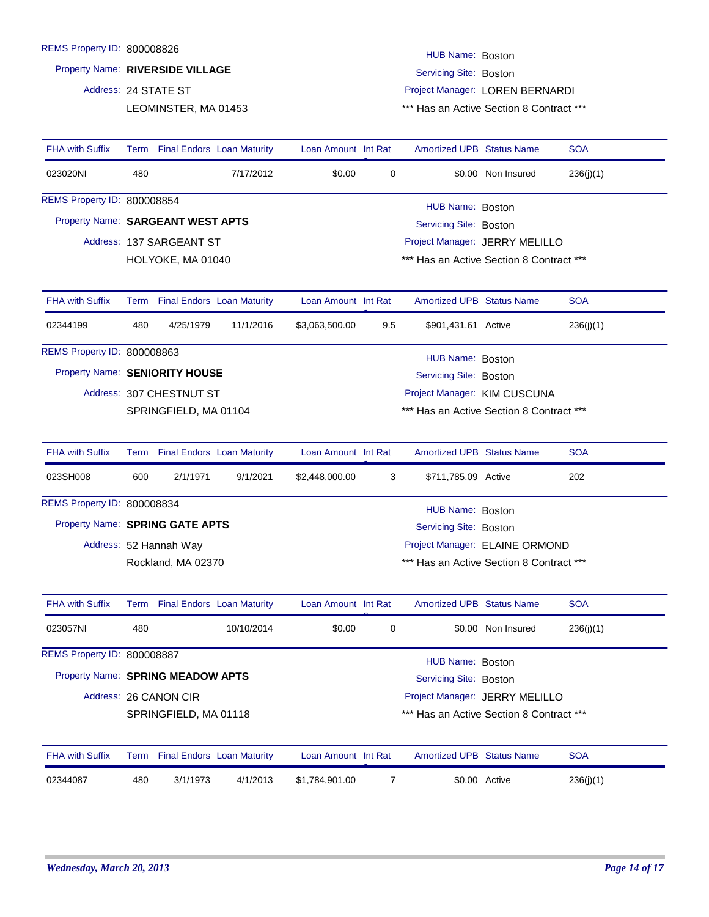REMS Property ID: 800008826
Property Name: **RIVERSIDE VILLAGE**
Address: 24 STATE ST
LEOMINSTER, MA 01453

HUB Name: Boston
Servicing Site: Boston
Project Manager: LOREN BERNARDI
*** Has an Active Section 8 Contract ***

| FHA with Suffix | Term | Final Endors | Loan Maturity | Loan Amount | Int Rate | Amortized UPB | Status Name | SOA |
|---|---|---|---|---|---|---|---|---|
| 023020NI | 480 | | 7/17/2012 | $0.00 | 0 | $0.00 | Non Insured | 236(j)(1) |

REMS Property ID: 800008854
Property Name: **SARGEANT WEST APTS**
Address: 137 SARGEANT ST
HOLYOKE, MA 01040

HUB Name: Boston
Servicing Site: Boston
Project Manager: JERRY MELILLO
*** Has an Active Section 8 Contract ***

| FHA with Suffix | Term | Final Endors | Loan Maturity | Loan Amount | Int Rate | Amortized UPB | Status Name | SOA |
|---|---|---|---|---|---|---|---|---|
| 02344199 | 480 | 4/25/1979 | 11/1/2016 | $3,063,500.00 | 9.5 | $901,431.61 | Active | 236(j)(1) |

REMS Property ID: 800008863
Property Name: **SENIORITY HOUSE**
Address: 307 CHESTNUT ST
SPRINGFIELD, MA 01104

HUB Name: Boston
Servicing Site: Boston
Project Manager: KIM CUSCUNA
*** Has an Active Section 8 Contract ***

| FHA with Suffix | Term | Final Endors | Loan Maturity | Loan Amount | Int Rate | Amortized UPB | Status Name | SOA |
|---|---|---|---|---|---|---|---|---|
| 023SH008 | 600 | 2/1/1971 | 9/1/2021 | $2,448,000.00 | 3 | $711,785.09 | Active | 202 |

REMS Property ID: 800008834
Property Name: **SPRING GATE APTS**
Address: 52 Hannah Way
Rockland, MA 02370

HUB Name: Boston
Servicing Site: Boston
Project Manager: ELAINE ORMOND
*** Has an Active Section 8 Contract ***

| FHA with Suffix | Term | Final Endors | Loan Maturity | Loan Amount | Int Rate | Amortized UPB | Status Name | SOA |
|---|---|---|---|---|---|---|---|---|
| 023057NI | 480 | | 10/10/2014 | $0.00 | 0 | $0.00 | Non Insured | 236(j)(1) |

REMS Property ID: 800008887
Property Name: **SPRING MEADOW APTS**
Address: 26 CANON CIR
SPRINGFIELD, MA 01118

HUB Name: Boston
Servicing Site: Boston
Project Manager: JERRY MELILLO
*** Has an Active Section 8 Contract ***

| FHA with Suffix | Term | Final Endors | Loan Maturity | Loan Amount | Int Rate | Amortized UPB | Status Name | SOA |
|---|---|---|---|---|---|---|---|---|
| 02344087 | 480 | 3/1/1973 | 4/1/2013 | $1,784,901.00 | 7 | $0.00 | Active | 236(j)(1) |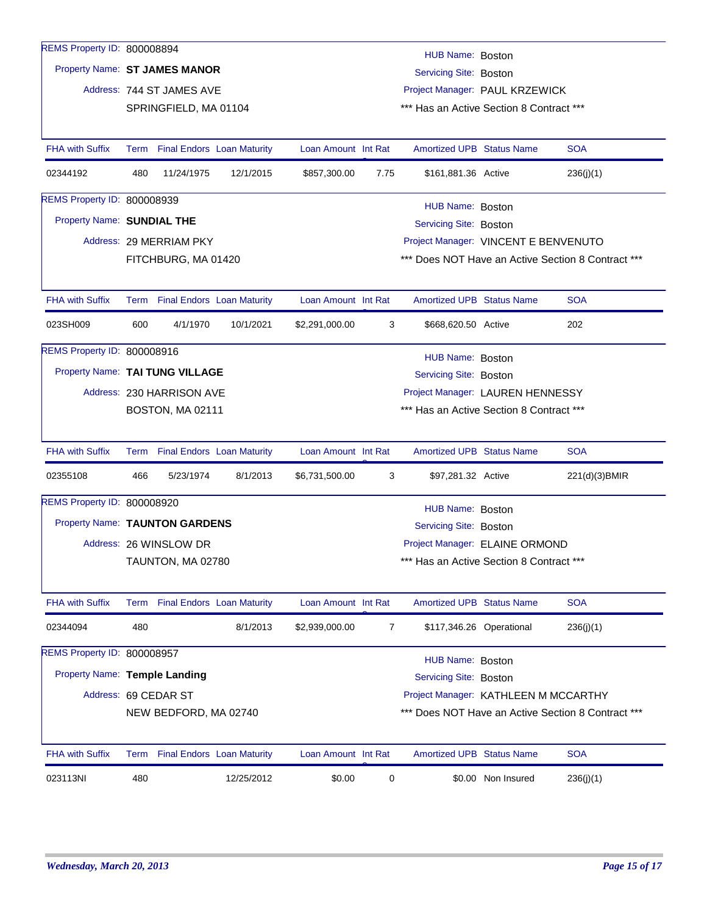REMS Property ID: 800008894

Property Name: **ST JAMES MANOR**

Address: 744 ST JAMES AVE
SPRINGFIELD, MA 01104

HUB Name: Boston
Servicing Site: Boston
Project Manager: PAUL KRZEWICK
*** Has an Active Section 8 Contract ***

| FHA with Suffix | Term | Final Endors | Loan Maturity | Loan Amount | Int Rat | Amortized UPB | Status Name | SOA |
|---|---|---|---|---|---|---|---|---|
| 02344192 | 480 | 11/24/1975 | 12/1/2015 | $857,300.00 | 7.75 | $161,881.36 | Active | 236(j)(1) |

REMS Property ID: 800008939

Property Name: **SUNDIAL THE**

Address: 29 MERRIAM PKY
FITCHBURG, MA 01420

HUB Name: Boston
Servicing Site: Boston
Project Manager: VINCENT E BENVENUTO
*** Does NOT Have an Active Section 8 Contract ***

| FHA with Suffix | Term | Final Endors | Loan Maturity | Loan Amount | Int Rat | Amortized UPB | Status Name | SOA |
|---|---|---|---|---|---|---|---|---|
| 023SH009 | 600 | 4/1/1970 | 10/1/2021 | $2,291,000.00 | 3 | $668,620.50 | Active | 202 |

REMS Property ID: 800008916

Property Name: **TAI TUNG VILLAGE**

Address: 230 HARRISON AVE
BOSTON, MA 02111

HUB Name: Boston
Servicing Site: Boston
Project Manager: LAUREN HENNESSY
*** Has an Active Section 8 Contract ***

| FHA with Suffix | Term | Final Endors | Loan Maturity | Loan Amount | Int Rat | Amortized UPB | Status Name | SOA |
|---|---|---|---|---|---|---|---|---|
| 02355108 | 466 | 5/23/1974 | 8/1/2013 | $6,731,500.00 | 3 | $97,281.32 | Active | 221(d)(3)BMIR |

REMS Property ID: 800008920

Property Name: **TAUNTON GARDENS**

Address: 26 WINSLOW DR
TAUNTON, MA 02780

HUB Name: Boston
Servicing Site: Boston
Project Manager: ELAINE ORMOND
*** Has an Active Section 8 Contract ***

| FHA with Suffix | Term | Final Endors | Loan Maturity | Loan Amount | Int Rat | Amortized UPB | Status Name | SOA |
|---|---|---|---|---|---|---|---|---|
| 02344094 | 480 | | 8/1/2013 | $2,939,000.00 | 7 | $117,346.26 | Operational | 236(j)(1) |

REMS Property ID: 800008957

Property Name: **Temple Landing**

Address: 69 CEDAR ST
NEW BEDFORD, MA 02740

HUB Name: Boston
Servicing Site: Boston
Project Manager: KATHLEEN M MCCARTHY
*** Does NOT Have an Active Section 8 Contract ***

| FHA with Suffix | Term | Final Endors | Loan Maturity | Loan Amount | Int Rat | Amortized UPB | Status Name | SOA |
|---|---|---|---|---|---|---|---|---|
| 023113NI | 480 | | 12/25/2012 | $0.00 | 0 | $0.00 | Non Insured | 236(j)(1) |

*Wednesday, March 20, 2013*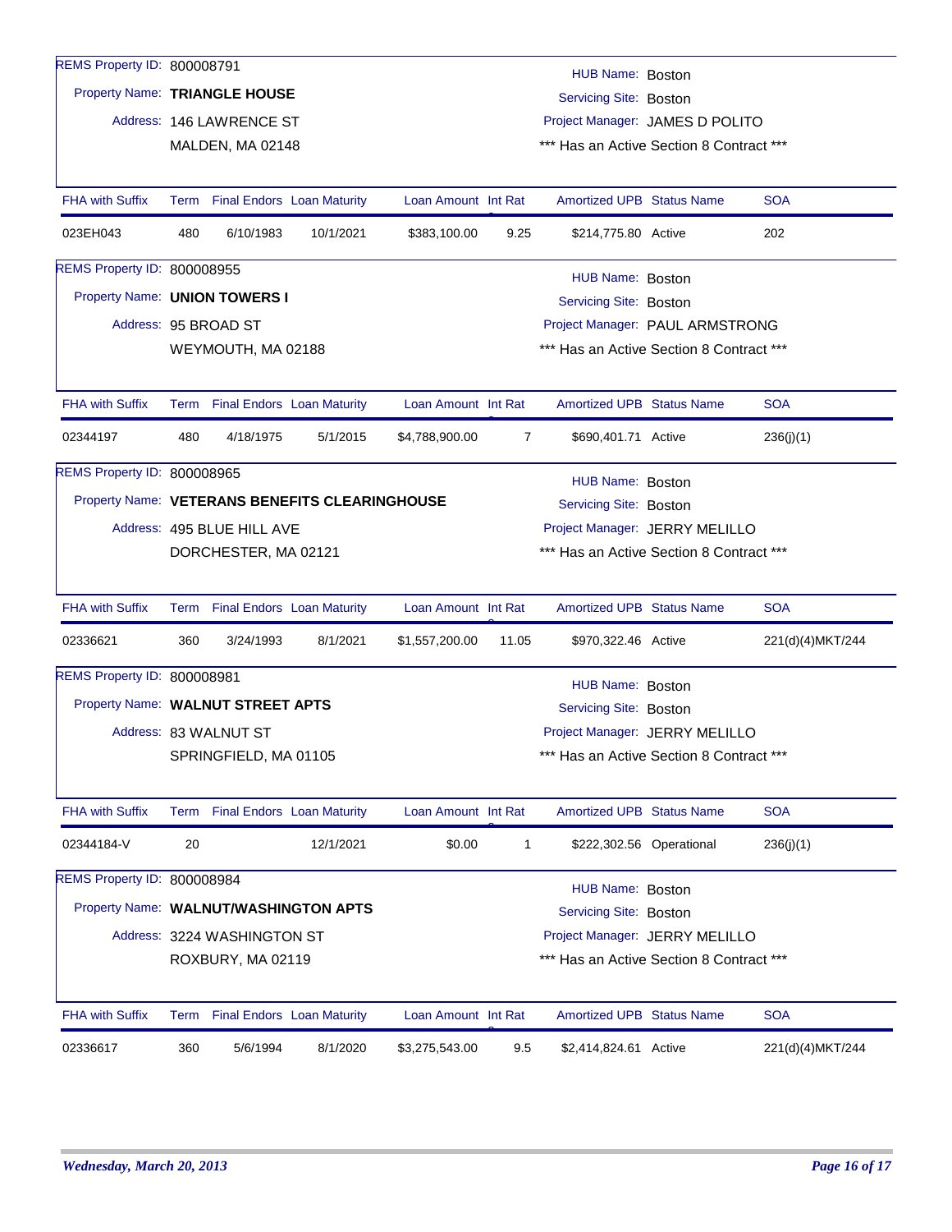REMS Property ID: 800008791
Property Name: **TRIANGLE HOUSE**
Address: 146 LAWRENCE ST
MALDEN, MA 02148

HUB Name: Boston
Servicing Site: Boston
Project Manager: JAMES D POLITO
*** Has an Active Section 8 Contract ***

| FHA with Suffix | Term | Final Endors | Loan Maturity | Loan Amount | Int Rat | Amortized UPB | Status Name | SOA |
|---|---|---|---|---|---|---|---|---|
| 023EH043 | 480 | 6/10/1983 | 10/1/2021 | $383,100.00 | 9.25 | $214,775.80 | Active | 202 |

REMS Property ID: 800008955
Property Name: **UNION TOWERS I**
Address: 95 BROAD ST
WEYMOUTH, MA 02188

HUB Name: Boston
Servicing Site: Boston
Project Manager: PAUL ARMSTRONG
*** Has an Active Section 8 Contract ***

| FHA with Suffix | Term | Final Endors | Loan Maturity | Loan Amount | Int Rat | Amortized UPB | Status Name | SOA |
|---|---|---|---|---|---|---|---|---|
| 02344197 | 480 | 4/18/1975 | 5/1/2015 | $4,788,900.00 | 7 | $690,401.71 | Active | 236(j)(1) |

REMS Property ID: 800008965
Property Name: **VETERANS BENEFITS CLEARINGHOUSE**
Address: 495 BLUE HILL AVE
DORCHESTER, MA 02121

HUB Name: Boston
Servicing Site: Boston
Project Manager: JERRY MELILLO
*** Has an Active Section 8 Contract ***

| FHA with Suffix | Term | Final Endors | Loan Maturity | Loan Amount | Int Rat | Amortized UPB | Status Name | SOA |
|---|---|---|---|---|---|---|---|---|
| 02336621 | 360 | 3/24/1993 | 8/1/2021 | $1,557,200.00 | 11.05 | $970,322.46 | Active | 221(d)(4)MKT/244 |

REMS Property ID: 800008981
Property Name: **WALNUT STREET APTS**
Address: 83 WALNUT ST
SPRINGFIELD, MA 01105

HUB Name: Boston
Servicing Site: Boston
Project Manager: JERRY MELILLO
*** Has an Active Section 8 Contract ***

| FHA with Suffix | Term | Final Endors | Loan Maturity | Loan Amount | Int Rat | Amortized UPB | Status Name | SOA |
|---|---|---|---|---|---|---|---|---|
| 02344184-V | 20 | | 12/1/2021 | $0.00 | 1 | $222,302.56 | Operational | 236(j)(1) |

REMS Property ID: 800008984
Property Name: **WALNUT/WASHINGTON APTS**
Address: 3224 WASHINGTON ST
ROXBURY, MA 02119

HUB Name: Boston
Servicing Site: Boston
Project Manager: JERRY MELILLO
*** Has an Active Section 8 Contract ***

| FHA with Suffix | Term | Final Endors | Loan Maturity | Loan Amount | Int Rat | Amortized UPB | Status Name | SOA |
|---|---|---|---|---|---|---|---|---|
| 02336617 | 360 | 5/6/1994 | 8/1/2020 | $3,275,543.00 | 9.5 | $2,414,824.61 | Active | 221(d)(4)MKT/244 |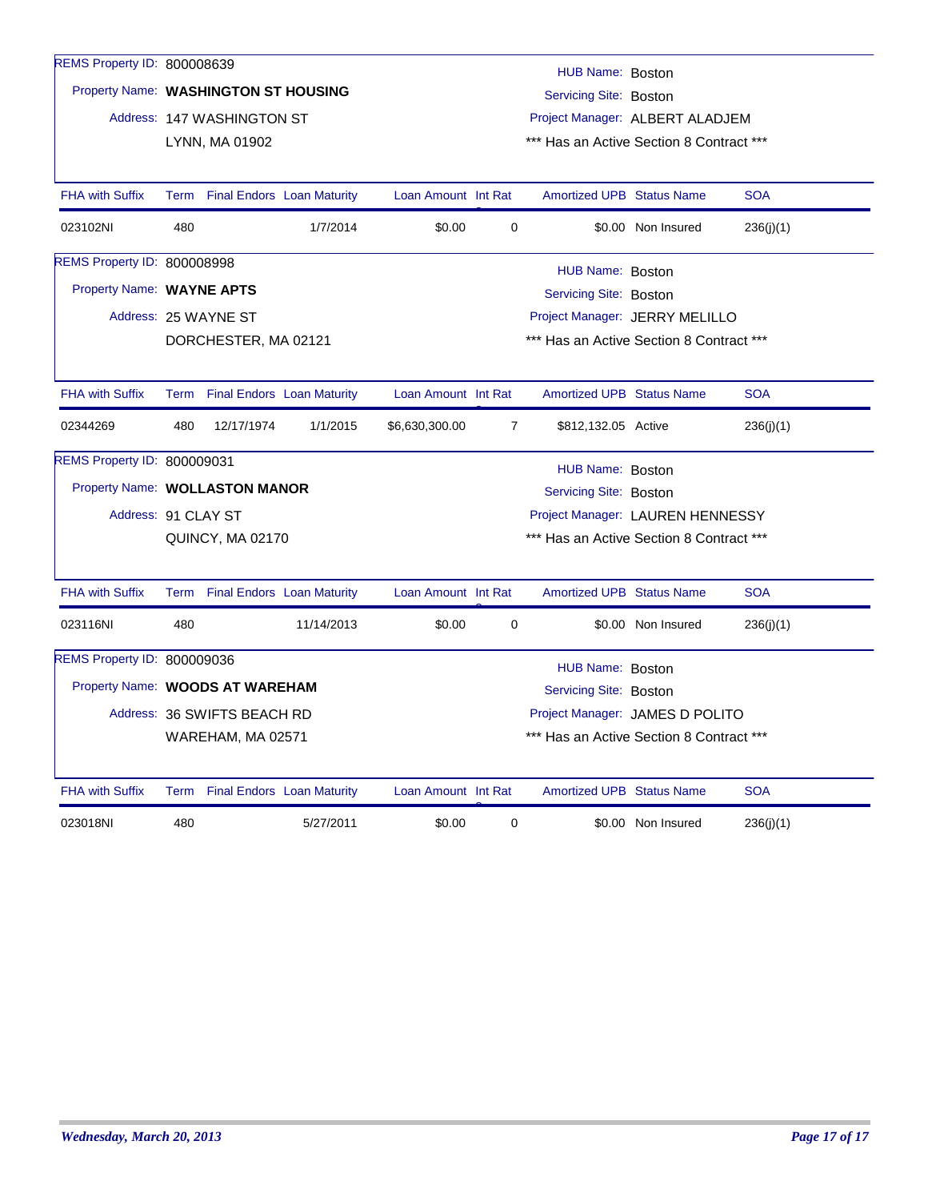REMS Property ID: 800008639
Property Name: **WASHINGTON ST HOUSING**
Address: 147 WASHINGTON ST
LYNN, MA 01902

HUB Name: Boston
Servicing Site: Boston
Project Manager: ALBERT ALADJEM
*** Has an Active Section 8 Contract ***

| FHA with Suffix | Term | Final Endors | Loan Maturity | Loan Amount | Int Rate | Amortized UPB | Status Name | SOA |
|---|---|---|---|---|---|---|---|---|
| 023102NI | 480 | | 1/7/2014 | $0.00 | 0 | $0.00 | Non Insured | 236(j)(1) |

REMS Property ID: 800008998
Property Name: **WAYNE APTS**
Address: 25 WAYNE ST
DORCHESTER, MA 02121

HUB Name: Boston
Servicing Site: Boston
Project Manager: JERRY MELILLO
*** Has an Active Section 8 Contract ***

| FHA with Suffix | Term | Final Endors | Loan Maturity | Loan Amount | Int Rate | Amortized UPB | Status Name | SOA |
|---|---|---|---|---|---|---|---|---|
| 02344269 | 480 | 12/17/1974 | 1/1/2015 | $6,630,300.00 | 7 | $812,132.05 | Active | 236(j)(1) |

REMS Property ID: 800009031
Property Name: **WOLLASTON MANOR**
Address: 91 CLAY ST
QUINCY, MA 02170

HUB Name: Boston
Servicing Site: Boston
Project Manager: LAUREN HENNESSY
*** Has an Active Section 8 Contract ***

| FHA with Suffix | Term | Final Endors | Loan Maturity | Loan Amount | Int Rate | Amortized UPB | Status Name | SOA |
|---|---|---|---|---|---|---|---|---|
| 023116NI | 480 | | 11/14/2013 | $0.00 | 0 | $0.00 | Non Insured | 236(j)(1) |

REMS Property ID: 800009036
Property Name: **WOODS AT WAREHAM**
Address: 36 SWIFTS BEACH RD
WAREHAM, MA 02571

HUB Name: Boston
Servicing Site: Boston
Project Manager: JAMES D POLITO
*** Has an Active Section 8 Contract ***

| FHA with Suffix | Term | Final Endors | Loan Maturity | Loan Amount | Int Rate | Amortized UPB | Status Name | SOA |
|---|---|---|---|---|---|---|---|---|
| 023018NI | 480 | | 5/27/2011 | $0.00 | 0 | $0.00 | Non Insured | 236(j)(1) |